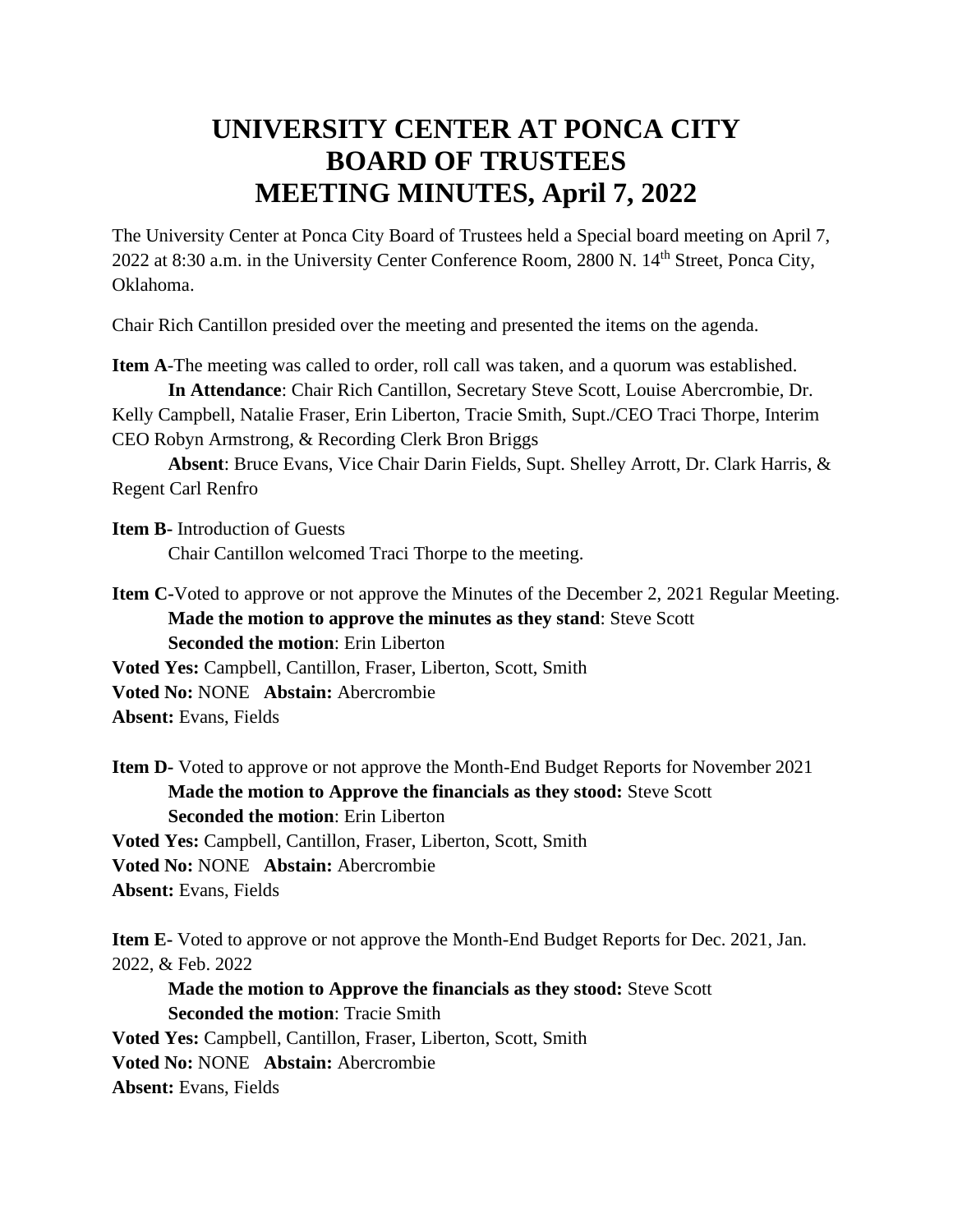# UNIVERSITY CENTER AT PONCA CITY
# BOARD OF TRUSTEES
# MEETING MINUTES, April 7, 2022

The University Center at Ponca City Board of Trustees held a Special board meeting on April 7, 2022 at 8:30 a.m. in the University Center Conference Room, 2800 N. 14th Street, Ponca City, Oklahoma.

Chair Rich Cantillon presided over the meeting and presented the items on the agenda.

**Item A**-The meeting was called to order, roll call was taken, and a quorum was established.

**In Attendance**: Chair Rich Cantillon, Secretary Steve Scott, Louise Abercrombie, Dr. Kelly Campbell, Natalie Fraser, Erin Liberton, Tracie Smith, Supt./CEO Traci Thorpe, Interim CEO Robyn Armstrong, & Recording Clerk Bron Briggs

**Absent**: Bruce Evans, Vice Chair Darin Fields, Supt. Shelley Arrott, Dr. Clark Harris, & Regent Carl Renfro

**Item B**- Introduction of Guests

Chair Cantillon welcomed Traci Thorpe to the meeting.

**Item C**-Voted to approve or not approve the Minutes of the December 2, 2021 Regular Meeting.

**Made the motion to approve the minutes as they stand**: Steve Scott
**Seconded the motion**: Erin Liberton

**Voted Yes:** Campbell, Cantillon, Fraser, Liberton, Scott, Smith
**Voted No:** NONE **Abstain:** Abercrombie
**Absent:** Evans, Fields

**Item D**- Voted to approve or not approve the Month-End Budget Reports for November 2021

**Made the motion to Approve the financials as they stood:** Steve Scott
**Seconded the motion**: Erin Liberton

**Voted Yes:** Campbell, Cantillon, Fraser, Liberton, Scott, Smith
**Voted No:** NONE **Abstain:** Abercrombie
**Absent:** Evans, Fields

**Item E**- Voted to approve or not approve the Month-End Budget Reports for Dec. 2021, Jan. 2022, & Feb. 2022

**Made the motion to Approve the financials as they stood:** Steve Scott
**Seconded the motion**: Tracie Smith

**Voted Yes:** Campbell, Cantillon, Fraser, Liberton, Scott, Smith
**Voted No:** NONE **Abstain:** Abercrombie
**Absent:** Evans, Fields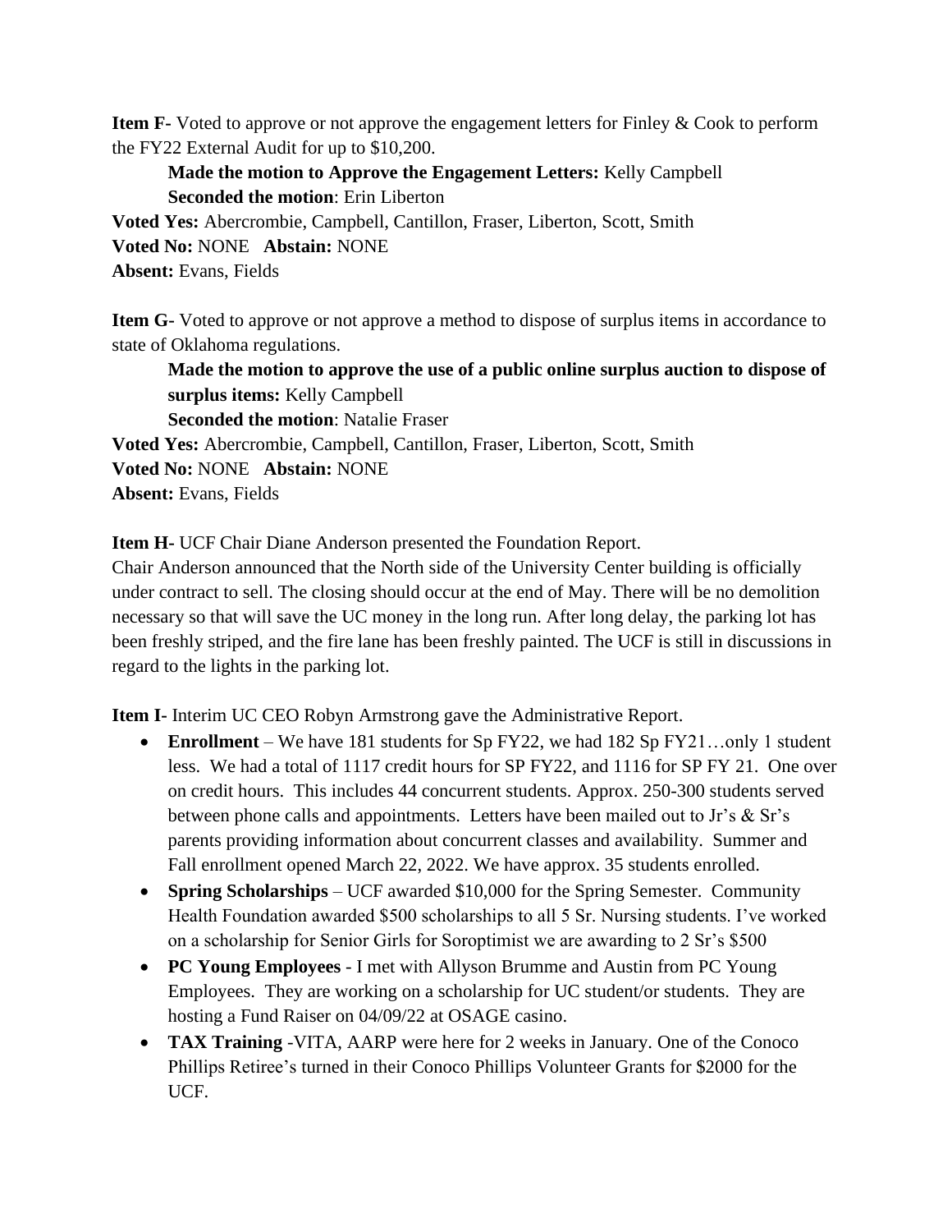**Item F-** Voted to approve or not approve the engagement letters for Finley & Cook to perform the FY22 External Audit for up to $10,200.

**Made the motion to Approve the Engagement Letters:** Kelly Campbell
**Seconded the motion**: Erin Liberton

**Voted Yes:** Abercrombie, Campbell, Cantillon, Fraser, Liberton, Scott, Smith
**Voted No:** NONE **Abstain:** NONE
**Absent:** Evans, Fields

**Item G-** Voted to approve or not approve a method to dispose of surplus items in accordance to state of Oklahoma regulations.

**Made the motion to approve the use of a public online surplus auction to dispose of surplus items:** Kelly Campbell
**Seconded the motion**: Natalie Fraser

**Voted Yes:** Abercrombie, Campbell, Cantillon, Fraser, Liberton, Scott, Smith
**Voted No:** NONE **Abstain:** NONE
**Absent:** Evans, Fields

**Item H-** UCF Chair Diane Anderson presented the Foundation Report.
Chair Anderson announced that the North side of the University Center building is officially under contract to sell. The closing should occur at the end of May. There will be no demolition necessary so that will save the UC money in the long run. After long delay, the parking lot has been freshly striped, and the fire lane has been freshly painted. The UCF is still in discussions in regard to the lights in the parking lot.

**Item I-** Interim UC CEO Robyn Armstrong gave the Administrative Report.

- **Enrollment** – We have 181 students for Sp FY22, we had 182 Sp FY21…only 1 student less. We had a total of 1117 credit hours for SP FY22, and 1116 for SP FY 21. One over on credit hours. This includes 44 concurrent students. Approx. 250-300 students served between phone calls and appointments. Letters have been mailed out to Jr's & Sr's parents providing information about concurrent classes and availability. Summer and Fall enrollment opened March 22, 2022. We have approx. 35 students enrolled.
- **Spring Scholarships** – UCF awarded $10,000 for the Spring Semester. Community Health Foundation awarded $500 scholarships to all 5 Sr. Nursing students. I've worked on a scholarship for Senior Girls for Soroptimist we are awarding to 2 Sr's $500
- **PC Young Employees** - I met with Allyson Brumme and Austin from PC Young Employees. They are working on a scholarship for UC student/or students. They are hosting a Fund Raiser on 04/09/22 at OSAGE casino.
- **TAX Training** -VITA, AARP were here for 2 weeks in January. One of the Conoco Phillips Retiree's turned in their Conoco Phillips Volunteer Grants for $2000 for the UCF.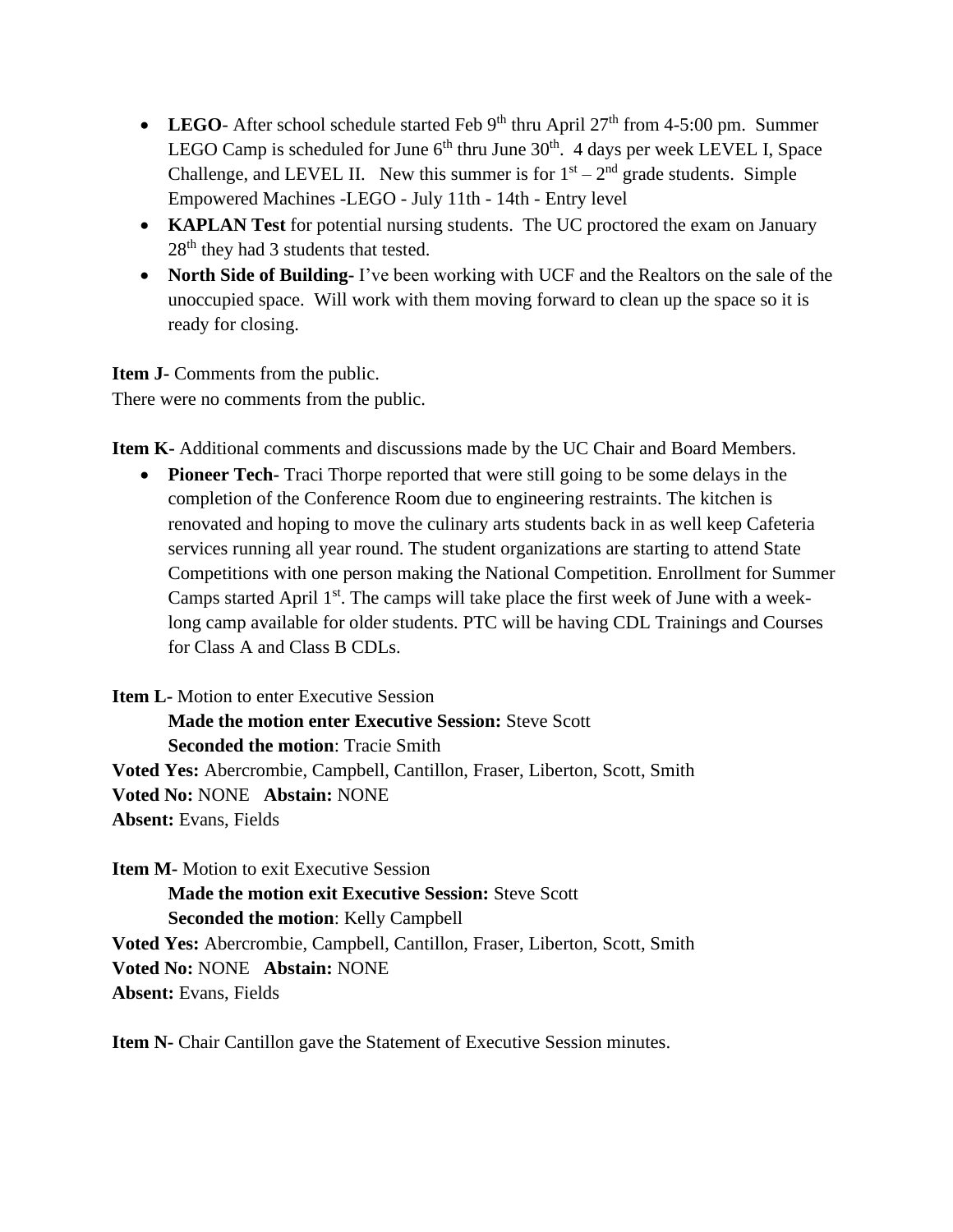- **LEGO**- After school schedule started Feb 9th thru April 27th from 4-5:00 pm. Summer LEGO Camp is scheduled for June 6th thru June 30th. 4 days per week LEVEL I, Space Challenge, and LEVEL II. New this summer is for 1st – 2nd grade students. Simple Empowered Machines -LEGO - July 11th - 14th - Entry level
- **KAPLAN Test** for potential nursing students. The UC proctored the exam on January 28th they had 3 students that tested.
- **North Side of Building**- I've been working with UCF and the Realtors on the sale of the unoccupied space. Will work with them moving forward to clean up the space so it is ready for closing.

**Item J**- Comments from the public.
There were no comments from the public.

**Item K**- Additional comments and discussions made by the UC Chair and Board Members.

- **Pioneer Tech**- Traci Thorpe reported that were still going to be some delays in the completion of the Conference Room due to engineering restraints. The kitchen is renovated and hoping to move the culinary arts students back in as well keep Cafeteria services running all year round. The student organizations are starting to attend State Competitions with one person making the National Competition. Enrollment for Summer Camps started April 1st. The camps will take place the first week of June with a week-long camp available for older students. PTC will be having CDL Trainings and Courses for Class A and Class B CDLs.

**Item L**- Motion to enter Executive Session
**Made the motion enter Executive Session:** Steve Scott
**Seconded the motion**: Tracie Smith
**Voted Yes:** Abercrombie, Campbell, Cantillon, Fraser, Liberton, Scott, Smith
**Voted No:** NONE **Abstain:** NONE
**Absent:** Evans, Fields

**Item M**- Motion to exit Executive Session
**Made the motion exit Executive Session:** Steve Scott
**Seconded the motion**: Kelly Campbell
**Voted Yes:** Abercrombie, Campbell, Cantillon, Fraser, Liberton, Scott, Smith
**Voted No:** NONE **Abstain:** NONE
**Absent:** Evans, Fields

**Item N**- Chair Cantillon gave the Statement of Executive Session minutes.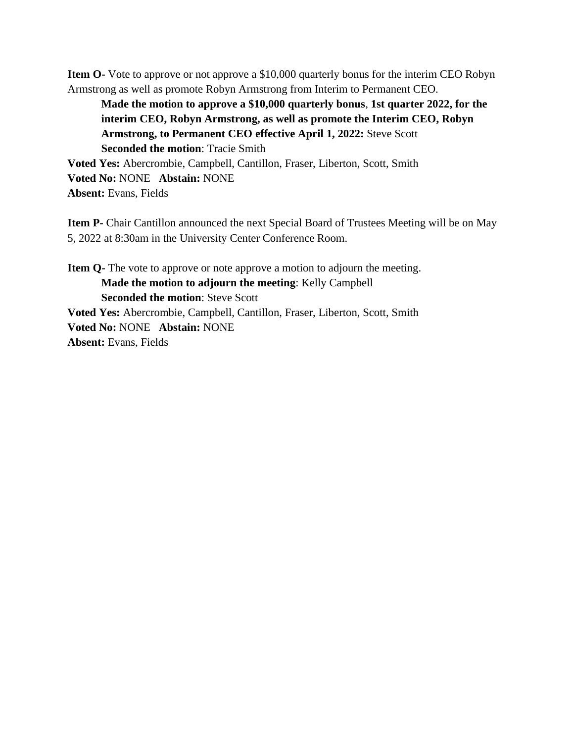**Item O-** Vote to approve or not approve a $10,000 quarterly bonus for the interim CEO Robyn Armstrong as well as promote Robyn Armstrong from Interim to Permanent CEO.

**Made the motion to approve a $10,000 quarterly bonus**, **1st quarter 2022, for the interim CEO, Robyn Armstrong, as well as promote the Interim CEO, Robyn Armstrong, to Permanent CEO effective April 1, 2022:** Steve Scott

**Seconded the motion**: Tracie Smith

**Voted Yes:** Abercrombie, Campbell, Cantillon, Fraser, Liberton, Scott, Smith
**Voted No:** NONE **Abstain:** NONE
**Absent:** Evans, Fields

**Item P-** Chair Cantillon announced the next Special Board of Trustees Meeting will be on May 5, 2022 at 8:30am in the University Center Conference Room.

**Item Q-** The vote to approve or note approve a motion to adjourn the meeting.

**Made the motion to adjourn the meeting**: Kelly Campbell

**Seconded the motion**: Steve Scott

**Voted Yes:** Abercrombie, Campbell, Cantillon, Fraser, Liberton, Scott, Smith
**Voted No:** NONE **Abstain:** NONE
**Absent:** Evans, Fields